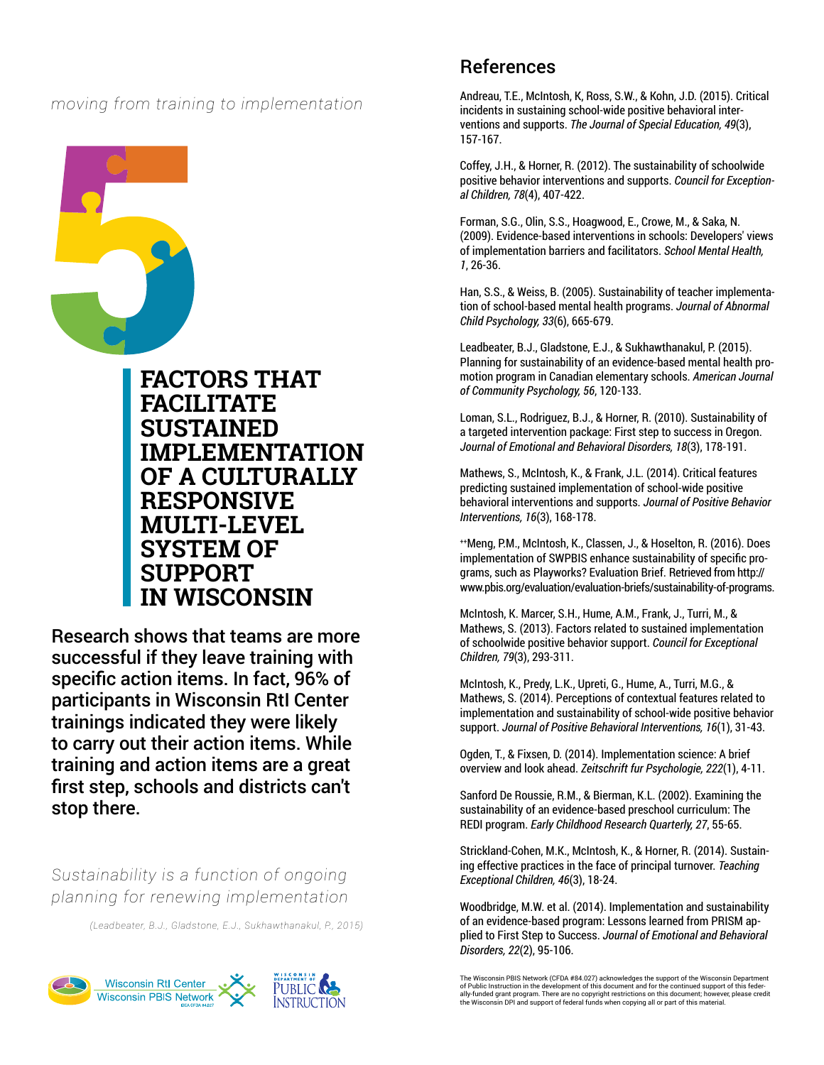*moving from training to implementation*

# 5 FACTORS THAT FACILITATE SUSTAINED IMPLEMENTATION OF A CULTURALLY RESPONSIVE MULTI-LEVEL SYSTEM OF SUPPORT IN WISCONSIN

**Research shows that teams are more successful if they leave training with specific action items. In fact, 96% of participants in Wisconsin RtI Center trainings indicated they were likely to carry out their action items. While training and action items are a great first step, schools and districts can't stop there.**

*Sustainability is a function of ongoing planning for renewing implementation*

*(Leadbeater, B.J., Gladstone, E.J., Sukhawthanakul, P., 2015)*

Wisconsin RtI Center
Wisconsin PBIS Network

## References

Andreau, T.E., McIntosh, K, Ross, S.W., & Kohn, J.D. (2015). Critical incidents in sustaining school-wide positive behavioral interventions and supports. *The Journal of Special Education, 49*(3), 157-167.

Coffey, J.H., & Horner, R. (2012). The sustainability of schoolwide positive behavior interventions and supports. *Council for Exceptional Children, 78*(4), 407-422.

Forman, S.G., Olin, S.S., Hoagwood, E., Crowe, M., & Saka, N. (2009). Evidence-based interventions in schools: Developers' views of implementation barriers and facilitators. *School Mental Health, 1*, 26-36.

Han, S.S., & Weiss, B. (2005). Sustainability of teacher implementation of school-based mental health programs. *Journal of Abnormal Child Psychology, 33*(6), 665-679.

Leadbeater, B.J., Gladstone, E.J., & Sukhawthanakul, P. (2015). Planning for sustainability of an evidence-based mental health promotion program in Canadian elementary schools. *American Journal of Community Psychology, 56*, 120-133.

Loman, S.L., Rodriguez, B.J., & Horner, R. (2010). Sustainability of a targeted intervention package: First step to success in Oregon. *Journal of Emotional and Behavioral Disorders, 18*(3), 178-191.

Mathews, S., McIntosh, K., & Frank, J.L. (2014). Critical features predicting sustained implementation of school-wide positive behavioral interventions and supports. *Journal of Positive Behavior Interventions, 16*(3), 168-178.

++Meng, P.M., McIntosh, K., Classen, J., & Hoselton, R. (2016). Does implementation of SWPBIS enhance sustainability of specific programs, such as Playworks? Evaluation Brief. Retrieved from http://www.pbis.org/evaluation/evaluation-briefs/sustainability-of-programs.

McIntosh, K. Marcer, S.H., Hume, A.M., Frank, J., Turri, M., & Mathews, S. (2013). Factors related to sustained implementation of schoolwide positive behavior support. *Council for Exceptional Children, 79*(3), 293-311.

McIntosh, K., Predy, L.K., Upreti, G., Hume, A., Turri, M.G., & Mathews, S. (2014). Perceptions of contextual features related to implementation and sustainability of school-wide positive behavior support. *Journal of Positive Behavioral Interventions, 16*(1), 31-43.

Ogden, T., & Fixsen, D. (2014). Implementation science: A brief overview and look ahead. *Zeitschrift fur Psychologie, 222*(1), 4-11.

Sanford De Roussie, R.M., & Bierman, K.L. (2002). Examining the sustainability of an evidence-based preschool curriculum: The REDI program. *Early Childhood Research Quarterly, 27*, 55-65.

Strickland-Cohen, M.K., McIntosh, K., & Horner, R. (2014). Sustaining effective practices in the face of principal turnover. *Teaching Exceptional Children, 46*(3), 18-24.

Woodbridge, M.W. et al. (2014). Implementation and sustainability of an evidence-based program: Lessons learned from PRISM applied to First Step to Success. *Journal of Emotional and Behavioral Disorders, 22*(2), 95-106.

The Wisconsin PBIS Network (CFDA #84.027) acknowledges the support of the Wisconsin Department of Public Instruction in the development of this document and for the continued support of this federally-funded grant program. There are no copyright restrictions on this document; however, please credit the Wisconsin DPI and support of federal funds when copying all or part of this material.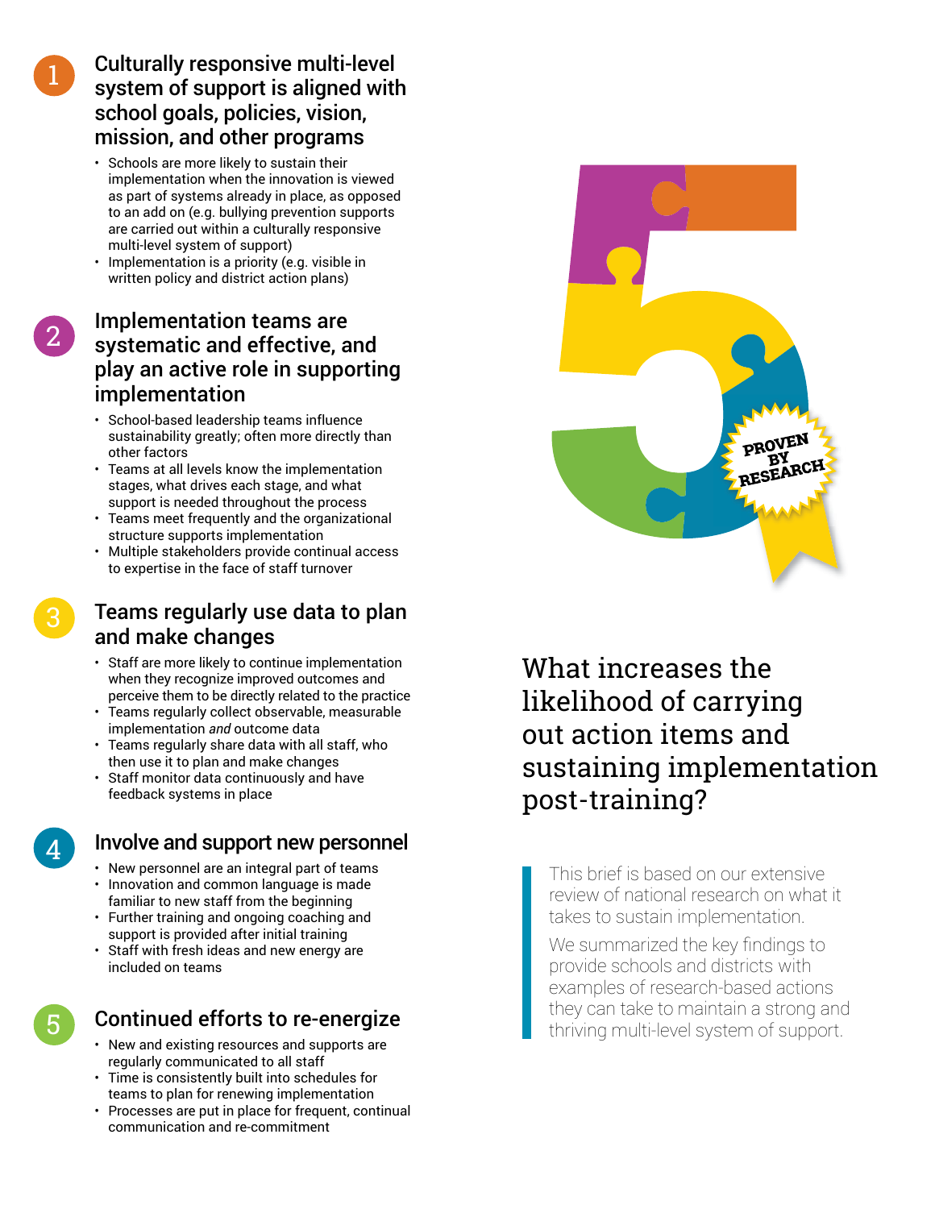# What increases the likelihood of carrying out action items and sustaining implementation post-training?

This brief is based on our extensive review of national research on what it takes to sustain implementation.

We summarized the key findings to provide schools and districts with examples of research-based actions they can take to maintain a strong and thriving multi-level system of support.

PROVEN BY RESEARCH

## 1 Culturally responsive multi-level system of support is aligned with school goals, policies, vision, mission, and other programs

- Schools are more likely to sustain their implementation when the innovation is viewed as part of systems already in place, as opposed to an add on (e.g. bullying prevention supports are carried out within a culturally responsive multi-level system of support)
- Implementation is a priority (e.g. visible in written policy and district action plans)

## 2 Implementation teams are systematic and effective, and play an active role in supporting implementation

- School-based leadership teams influence sustainability greatly; often more directly than other factors
- Teams at all levels know the implementation stages, what drives each stage, and what support is needed throughout the process
- Teams meet frequently and the organizational structure supports implementation
- Multiple stakeholders provide continual access to expertise in the face of staff turnover

## 3 Teams regularly use data to plan and make changes

- Staff are more likely to continue implementation when they recognize improved outcomes and perceive them to be directly related to the practice
- Teams regularly collect observable, measurable implementation *and* outcome data
- Teams regularly share data with all staff, who then use it to plan and make changes
- Staff monitor data continuously and have feedback systems in place

## 4 Involve and support new personnel

- New personnel are an integral part of teams
- Innovation and common language is made familiar to new staff from the beginning
- Further training and ongoing coaching and support is provided after initial training
- Staff with fresh ideas and new energy are included on teams

## 5 Continued efforts to re-energize

- New and existing resources and supports are regularly communicated to all staff
- Time is consistently built into schedules for teams to plan for renewing implementation
- Processes are put in place for frequent, continual communication and re-commitment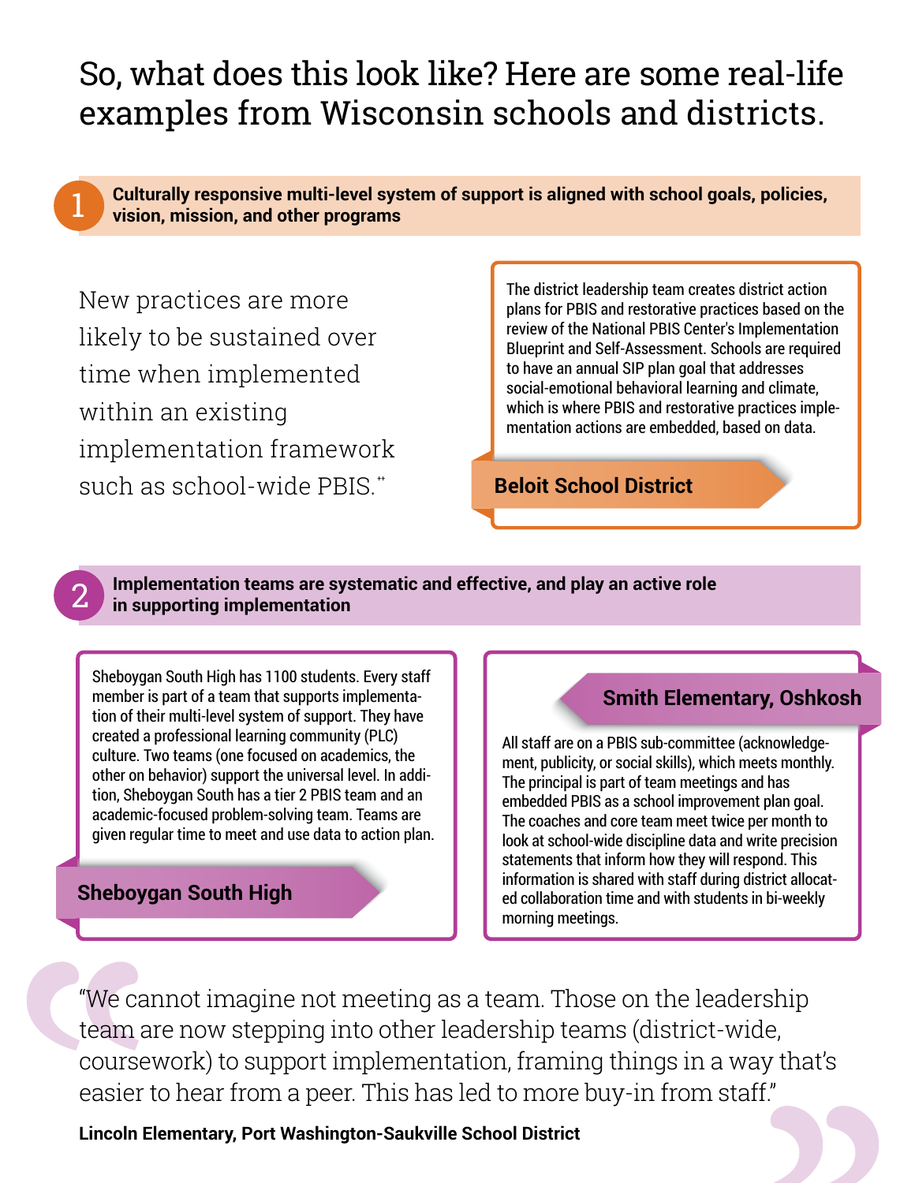# So, what does this look like? Here are some real-life examples from Wisconsin schools and districts.

## 1 Culturally responsive multi-level system of support is aligned with school goals, policies, vision, mission, and other programs

New practices are more likely to be sustained over time when implemented within an existing implementation framework such as school-wide PBIS.[**]

The district leadership team creates district action plans for PBIS and restorative practices based on the review of the National PBIS Center's Implementation Blueprint and Self-Assessment. Schools are required to have an annual SIP plan goal that addresses social-emotional behavioral learning and climate, which is where PBIS and restorative practices implementation actions are embedded, based on data.

**Beloit School District**

## 2 Implementation teams are systematic and effective, and play an active role in supporting implementation

Sheboygan South High has 1100 students. Every staff member is part of a team that supports implementation of their multi-level system of support. They have created a professional learning community (PLC) culture. Two teams (one focused on academics, the other on behavior) support the universal level. In addition, Sheboygan South has a tier 2 PBIS team and an academic-focused problem-solving team. Teams are given regular time to meet and use data to action plan.

**Sheboygan South High**

**Smith Elementary, Oshkosh**

All staff are on a PBIS sub-committee (acknowledgement, publicity, or social skills), which meets monthly. The principal is part of team meetings and has embedded PBIS as a school improvement plan goal. The coaches and core team meet twice per month to look at school-wide discipline data and write precision statements that inform how they will respond. This information is shared with staff during district allocated collaboration time and with students in bi-weekly morning meetings.

"We cannot imagine not meeting as a team. Those on the leadership team are now stepping into other leadership teams (district-wide, coursework) to support implementation, framing things in a way that's easier to hear from a peer. This has led to more buy-in from staff."

**Lincoln Elementary, Port Washington-Saukville School District**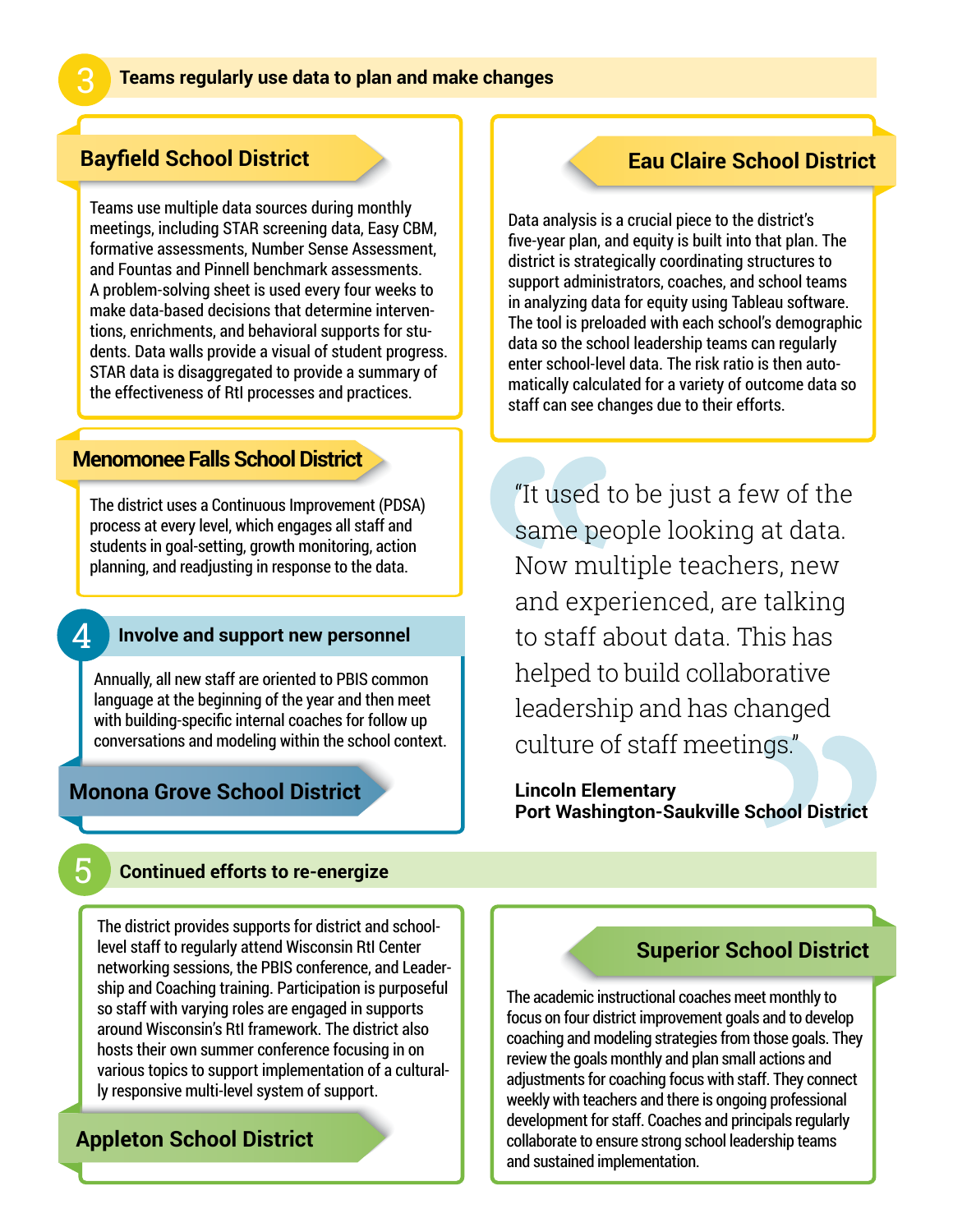## 3 Teams regularly use data to plan and make changes

### Bayfield School District

Teams use multiple data sources during monthly meetings, including STAR screening data, Easy CBM, formative assessments, Number Sense Assessment, and Fountas and Pinnell benchmark assessments. A problem-solving sheet is used every four weeks to make data-based decisions that determine interventions, enrichments, and behavioral supports for students. Data walls provide a visual of student progress. STAR data is disaggregated to provide a summary of the effectiveness of RtI processes and practices.

### Eau Claire School District

Data analysis is a crucial piece to the district's five-year plan, and equity is built into that plan. The district is strategically coordinating structures to support administrators, coaches, and school teams in analyzing data for equity using Tableau software. The tool is preloaded with each school's demographic data so the school leadership teams can regularly enter school-level data. The risk ratio is then automatically calculated for a variety of outcome data so staff can see changes due to their efforts.

### Menomonee Falls School District

The district uses a Continuous Improvement (PDSA) process at every level, which engages all staff and students in goal-setting, growth monitoring, action planning, and readjusting in response to the data.

> "It used to be just a few of the same people looking at data. Now multiple teachers, new and experienced, are talking to staff about data. This has helped to build collaborative leadership and has changed culture of staff meetings."
>
> **Lincoln Elementary**
> **Port Washington-Saukville School District**

## 4 Involve and support new personnel

Annually, all new staff are oriented to PBIS common language at the beginning of the year and then meet with building-specific internal coaches for follow up conversations and modeling within the school context.

### Monona Grove School District

## 5 Continued efforts to re-energize

The district provides supports for district and school-level staff to regularly attend Wisconsin RtI Center networking sessions, the PBIS conference, and Leadership and Coaching training. Participation is purposeful so staff with varying roles are engaged in supports around Wisconsin's RtI framework. The district also hosts their own summer conference focusing in on various topics to support implementation of a culturally responsive multi-level system of support.

### Appleton School District

### Superior School District

The academic instructional coaches meet monthly to focus on four district improvement goals and to develop coaching and modeling strategies from those goals. They review the goals monthly and plan small actions and adjustments for coaching focus with staff. They connect weekly with teachers and there is ongoing professional development for staff. Coaches and principals regularly collaborate to ensure strong school leadership teams and sustained implementation.